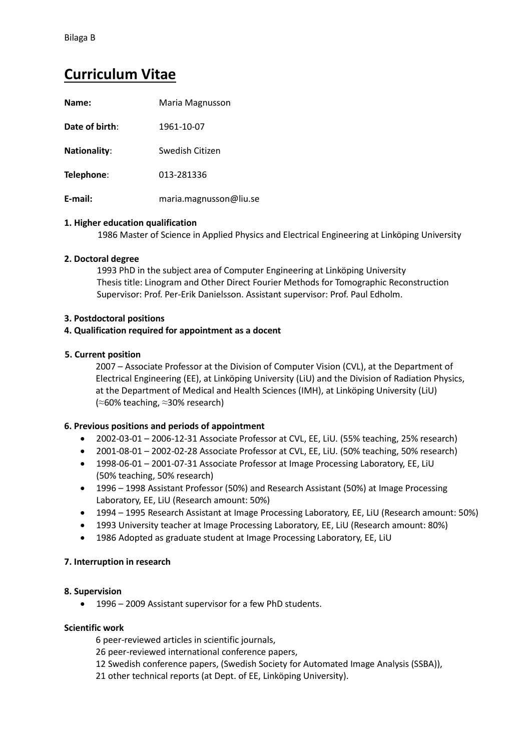Bilaga B

# Curriculum Vitae

**Name:** Maria Magnusson

**Date of birth**: 1961-10-07

**Nationality**: Swedish Citizen

**Telephone**: 013-281336

**E-mail:** maria.magnusson@liu.se

**1. Higher education qualification**

1986 Master of Science in Applied Physics and Electrical Engineering at Linköping University

**2. Doctoral degree**

1993 PhD in the subject area of Computer Engineering at Linköping University
Thesis title: Linogram and Other Direct Fourier Methods for Tomographic Reconstruction
Supervisor: Prof. Per-Erik Danielsson. Assistant supervisor: Prof. Paul Edholm.

**3. Postdoctoral positions**

**4. Qualification required for appointment as a docent**

**5. Current position**

2007 – Associate Professor at the Division of Computer Vision (CVL), at the Department of Electrical Engineering (EE), at Linköping University (LiU) and the Division of Radiation Physics, at the Department of Medical and Health Sciences (IMH), at Linköping University (LiU) (≈60% teaching, ≈30% research)

**6. Previous positions and periods of appointment**

- 2002-03-01 – 2006-12-31 Associate Professor at CVL, EE, LiU. (55% teaching, 25% research)
- 2001-08-01 – 2002-02-28 Associate Professor at CVL, EE, LiU. (50% teaching, 50% research)
- 1998-06-01 – 2001-07-31 Associate Professor at Image Processing Laboratory, EE, LiU (50% teaching, 50% research)
- 1996 – 1998 Assistant Professor (50%) and Research Assistant (50%) at Image Processing Laboratory, EE, LiU (Research amount: 50%)
- 1994 – 1995 Research Assistant at Image Processing Laboratory, EE, LiU (Research amount: 50%)
- 1993 University teacher at Image Processing Laboratory, EE, LiU (Research amount: 80%)
- 1986 Adopted as graduate student at Image Processing Laboratory, EE, LiU

**7. Interruption in research**

**8. Supervision**

- 1996 – 2009 Assistant supervisor for a few PhD students.

**Scientific work**

6 peer-reviewed articles in scientific journals,
26 peer-reviewed international conference papers,
12 Swedish conference papers, (Swedish Society for Automated Image Analysis (SSBA)),
21 other technical reports (at Dept. of EE, Linköping University).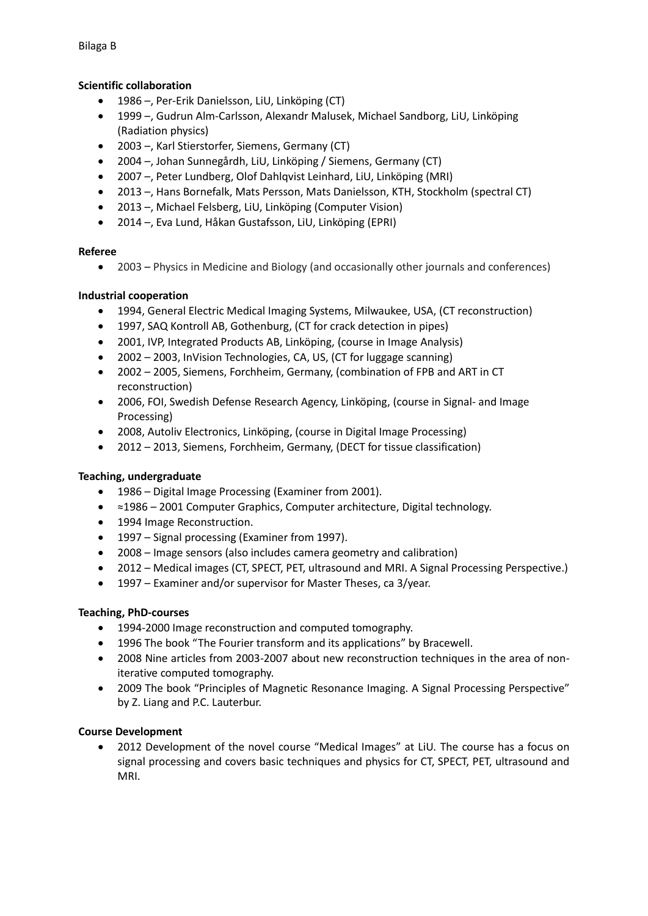Bilaga B

**Scientific collaboration**

- 1986 –, Per-Erik Danielsson, LiU, Linköping (CT)
- 1999 –, Gudrun Alm-Carlsson, Alexandr Malusek, Michael Sandborg, LiU, Linköping (Radiation physics)
- 2003 –, Karl Stierstorfer, Siemens, Germany (CT)
- 2004 –, Johan Sunnegårdh, LiU, Linköping / Siemens, Germany (CT)
- 2007 –, Peter Lundberg, Olof Dahlqvist Leinhard, LiU, Linköping (MRI)
- 2013 –, Hans Bornefalk, Mats Persson, Mats Danielsson, KTH, Stockholm (spectral CT)
- 2013 –, Michael Felsberg, LiU, Linköping (Computer Vision)
- 2014 –, Eva Lund, Håkan Gustafsson, LiU, Linköping (EPRI)

**Referee**

- 2003 – Physics in Medicine and Biology (and occasionally other journals and conferences)

**Industrial cooperation**

- 1994, General Electric Medical Imaging Systems, Milwaukee, USA, (CT reconstruction)
- 1997, SAQ Kontroll AB, Gothenburg, (CT for crack detection in pipes)
- 2001, IVP, Integrated Products AB, Linköping, (course in Image Analysis)
- 2002 – 2003, InVision Technologies, CA, US, (CT for luggage scanning)
- 2002 – 2005, Siemens, Forchheim, Germany, (combination of FPB and ART in CT reconstruction)
- 2006, FOI, Swedish Defense Research Agency, Linköping, (course in Signal- and Image Processing)
- 2008, Autoliv Electronics, Linköping, (course in Digital Image Processing)
- 2012 – 2013, Siemens, Forchheim, Germany, (DECT for tissue classification)

**Teaching, undergraduate**

- 1986 – Digital Image Processing (Examiner from 2001).
- ≈1986 – 2001 Computer Graphics, Computer architecture, Digital technology.
- 1994 Image Reconstruction.
- 1997 – Signal processing (Examiner from 1997).
- 2008 – Image sensors (also includes camera geometry and calibration)
- 2012 – Medical images (CT, SPECT, PET, ultrasound and MRI. A Signal Processing Perspective.)
- 1997 – Examiner and/or supervisor for Master Theses, ca 3/year.

**Teaching, PhD-courses**

- 1994-2000 Image reconstruction and computed tomography.
- 1996 The book "The Fourier transform and its applications" by Bracewell.
- 2008 Nine articles from 2003-2007 about new reconstruction techniques in the area of non-iterative computed tomography.
- 2009 The book "Principles of Magnetic Resonance Imaging. A Signal Processing Perspective" by Z. Liang and P.C. Lauterbur.

**Course Development**

- 2012 Development of the novel course "Medical Images" at LiU. The course has a focus on signal processing and covers basic techniques and physics for CT, SPECT, PET, ultrasound and MRI.